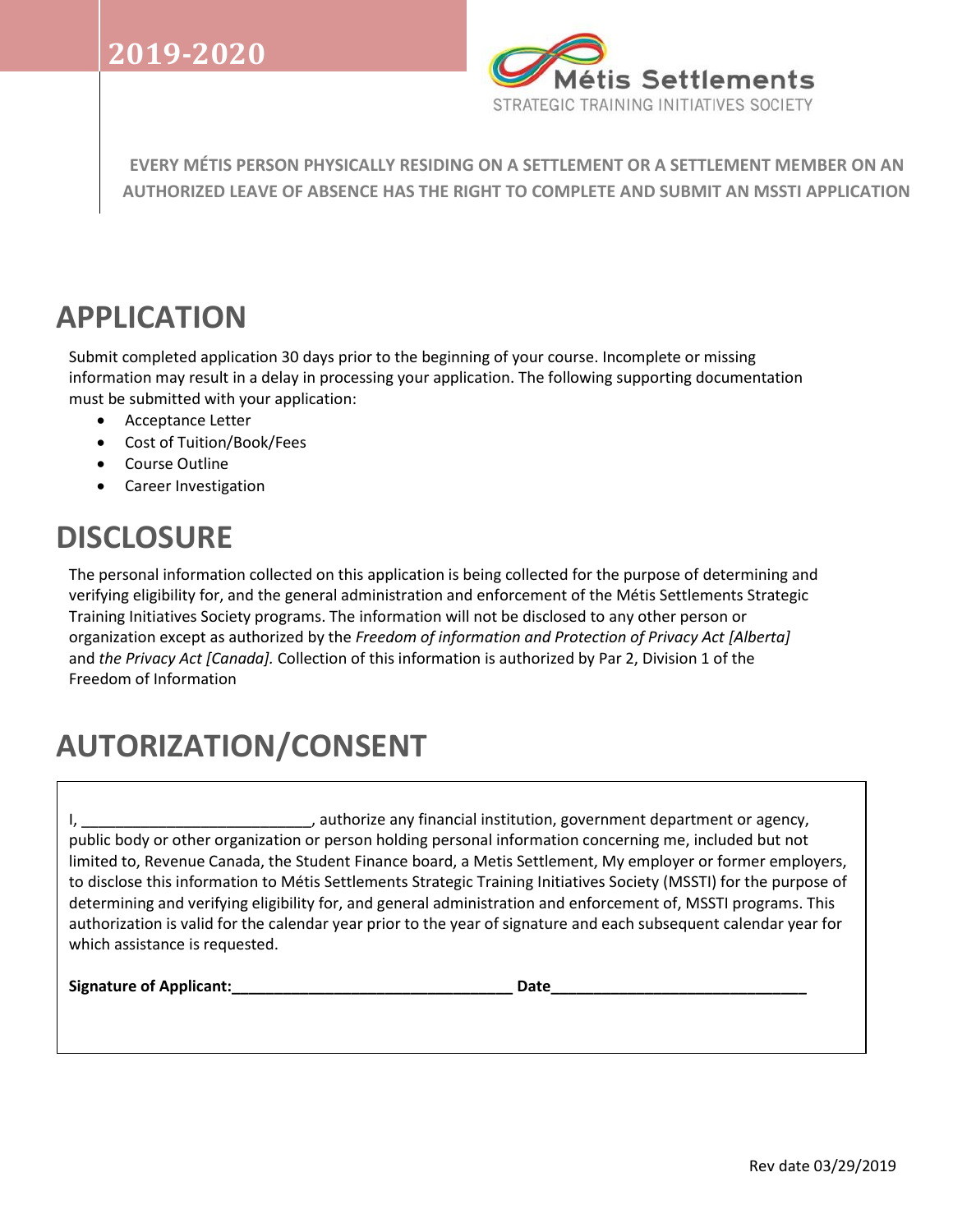**2019-2020**

Métis Settlements

STRATEGIC TRAINING INITIATIVES SOCIETY

**EVERY MÉTIS PERSON PHYSICALLY RESIDING ON A SETTLEMENT OR A SETTLEMENT MEMBER ON AN AUTHORIZED LEAVE OF ABSENCE HAS THE RIGHT TO COMPLETE AND SUBMIT AN MSSTI APPLICATION**

# APPLICATION

Submit completed application 30 days prior to the beginning of your course. Incomplete or missing information may result in a delay in processing your application. The following supporting documentation must be submitted with your application:

- Acceptance Letter
- Cost of Tuition/Book/Fees
- Course Outline
- Career Investigation

# DISCLOSURE

The personal information collected on this application is being collected for the purpose of determining and verifying eligibility for, and the general administration and enforcement of the Métis Settlements Strategic Training Initiatives Society programs. The information will not be disclosed to any other person or organization except as authorized by the *Freedom of information and Protection of Privacy Act [Alberta]* and *the Privacy Act [Canada].* Collection of this information is authorized by Par 2, Division 1 of the Freedom of Information

# AUTORIZATION/CONSENT

I, ___________________________, authorize any financial institution, government department or agency, public body or other organization or person holding personal information concerning me, included but not limited to, Revenue Canada, the Student Finance board, a Metis Settlement, My employer or former employers, to disclose this information to Métis Settlements Strategic Training Initiatives Society (MSSTI) for the purpose of determining and verifying eligibility for, and general administration and enforcement of, MSSTI programs. This authorization is valid for the calendar year prior to the year of signature and each subsequent calendar year for which assistance is requested.

**Signature of Applicant:_________________________________ Date______________________________**

Rev date 03/29/2019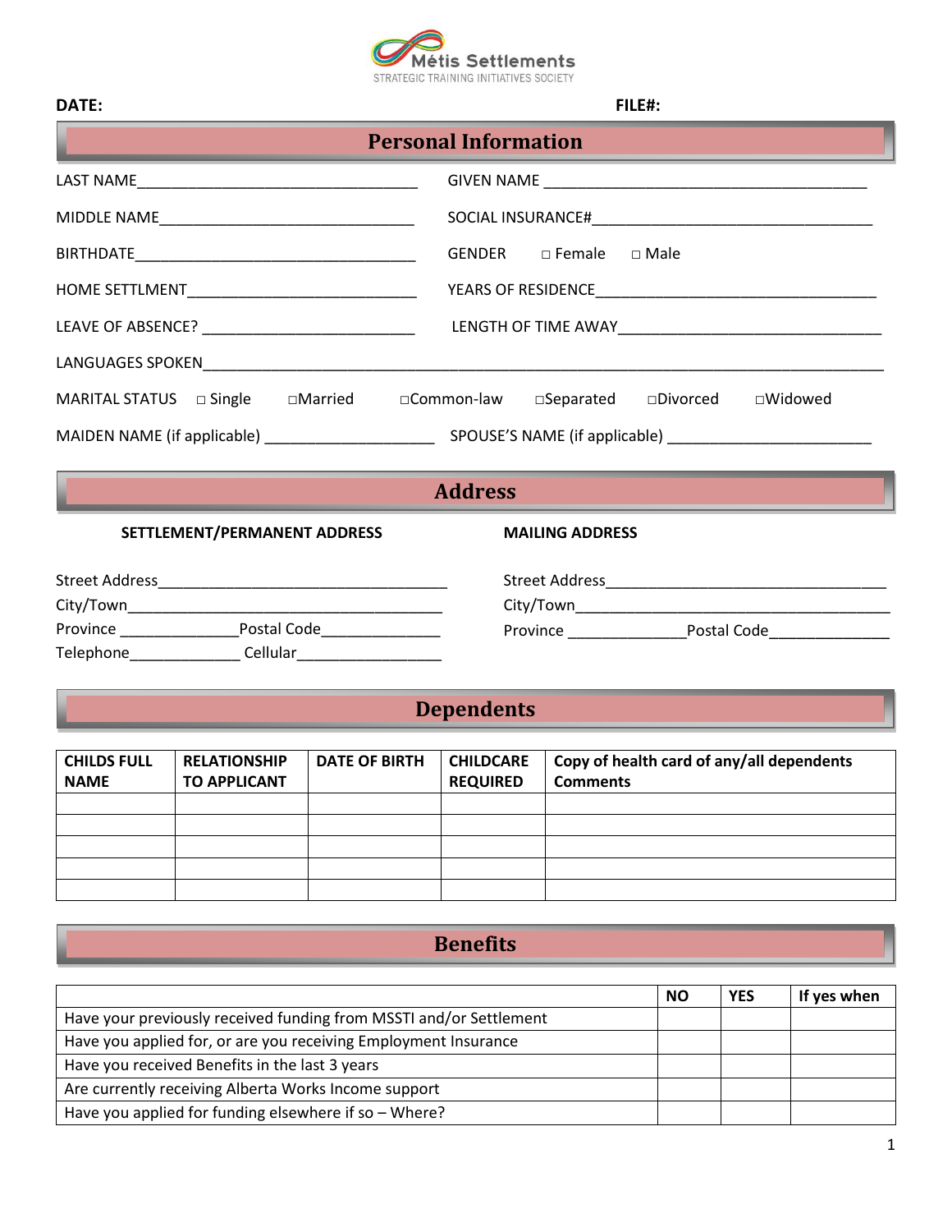Métis Settlements
STRATEGIC TRAINING INITIATIVES SOCIETY

**DATE:** **FILE#:**

## Personal Information

LAST NAME_________________________________ GIVEN NAME _____________________________________

MIDDLE NAME______________________________ SOCIAL INSURANCE#________________________________

BIRTHDATE_________________________________ GENDER □ Female □ Male

HOME SETTLMENT___________________________ YEARS OF RESIDENCE________________________________

LEAVE OF ABSENCE? ________________________ LENGTH OF TIME AWAY______________________________

LANGUAGES SPOKEN_______________________________________________________________________________

MARITAL STATUS □ Single □Married □Common-law □Separated □Divorced □Widowed

MAIDEN NAME (if applicable) ____________________ SPOUSE'S NAME (if applicable) _______________________

## Address

**SETTLEMENT/PERMANENT ADDRESS**

Street Address__________________________________
City/Town______________________________________
Province ______________Postal Code______________
Telephone_____________ Cellular_________________

**MAILING ADDRESS**

Street Address_________________________________
City/Town______________________________________
Province ______________Postal Code______________

## Dependents

| CHILDS FULL NAME | RELATIONSHIP TO APPLICANT | DATE OF BIRTH | CHILDCARE REQUIRED | Copy of health card of any/all dependents Comments |
|---|---|---|---|---|
| | | | | |
| | | | | |
| | | | | |
| | | | | |
| | | | | |

## Benefits

| | NO | YES | If yes when |
|---|---|---|---|
| Have your previously received funding from MSSTI and/or Settlement | | | |
| Have you applied for, or are you receiving Employment Insurance | | | |
| Have you received Benefits in the last 3 years | | | |
| Are currently receiving Alberta Works Income support | | | |
| Have you applied for funding elsewhere if so – Where? | | | |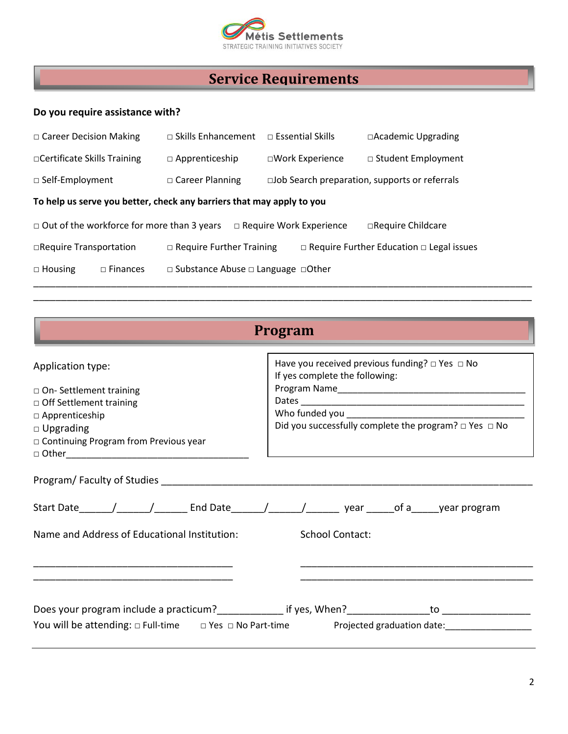Métis Settlements
STRATEGIC TRAINING INITIATIVES SOCIETY

## Service Requirements

**Do you require assistance with?**

□ Career Decision Making □ Skills Enhancement □ Essential Skills □Academic Upgrading

□Certificate Skills Training □ Apprenticeship □Work Experience □ Student Employment

□ Self-Employment □ Career Planning □Job Search preparation, supports or referrals

**To help us serve you better, check any barriers that may apply to you**

□ Out of the workforce for more than 3 years □ Require Work Experience □Require Childcare

□Require Transportation □ Require Further Training □ Require Further Education □ Legal issues

□ Housing □ Finances □ Substance Abuse □ Language □Other

________________________________________________________________________________

________________________________________________________________________________

## Program

Application type:

□ On- Settlement training
□ Off Settlement training
□ Apprenticeship
□ Upgrading
□ Continuing Program from Previous year
□ Other____________________________________

Have you received previous funding? □ Yes □ No
If yes complete the following:
Program Name_______________________________________
Dates _____________________________________________
Who funded you _____________________________________
Did you successfully complete the program? □ Yes □ No

Program/ Faculty of Studies _____________________________________________________________

Start Date______/______/______ End Date______/______/______ year _____of a_____year program

Name and Address of Educational Institution:

______________________________________

______________________________________

School Contact:

______________________________________

______________________________________

Does your program include a practicum?____________ if yes, When?_______________to ________________
You will be attending: □ Full-time □ Yes □ No Part-time Projected graduation date:________________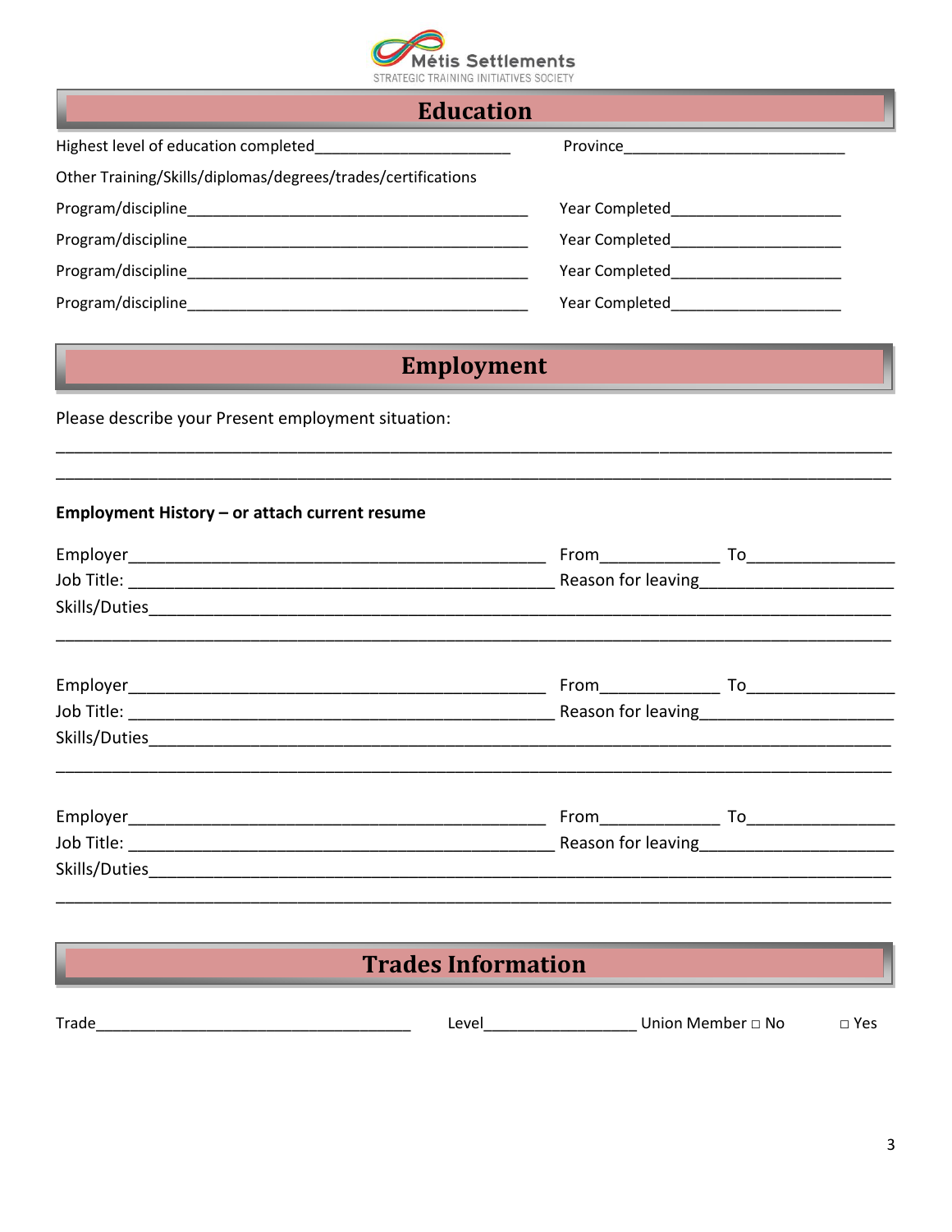Métis Settlements
STRATEGIC TRAINING INITIATIVES SOCIETY

## Education

Highest level of education completed_______________________ Province__________________________

Other Training/Skills/diplomas/degrees/trades/certifications

Program/discipline_________________________________________ Year Completed____________________

Program/discipline_________________________________________ Year Completed____________________

Program/discipline_________________________________________ Year Completed____________________

Program/discipline_________________________________________ Year Completed____________________

## Employment

Please describe your Present employment situation:

______________________________________________________________________________________

______________________________________________________________________________________

**Employment History – or attach current resume**

Employer_______________________________________________ From_____________ To________________

Job Title: _______________________________________________ Reason for leaving_____________________

Skills/Duties_________________________________________________________________________________

______________________________________________________________________________________

Employer_______________________________________________ From_____________ To________________

Job Title: _______________________________________________ Reason for leaving_____________________

Skills/Duties_________________________________________________________________________________

______________________________________________________________________________________

Employer_______________________________________________ From_____________ To________________

Job Title: _______________________________________________ Reason for leaving_____________________

Skills/Duties_________________________________________________________________________________

______________________________________________________________________________________

## Trades Information

Trade_____________________________________ Level__________________ Union Member □ No □ Yes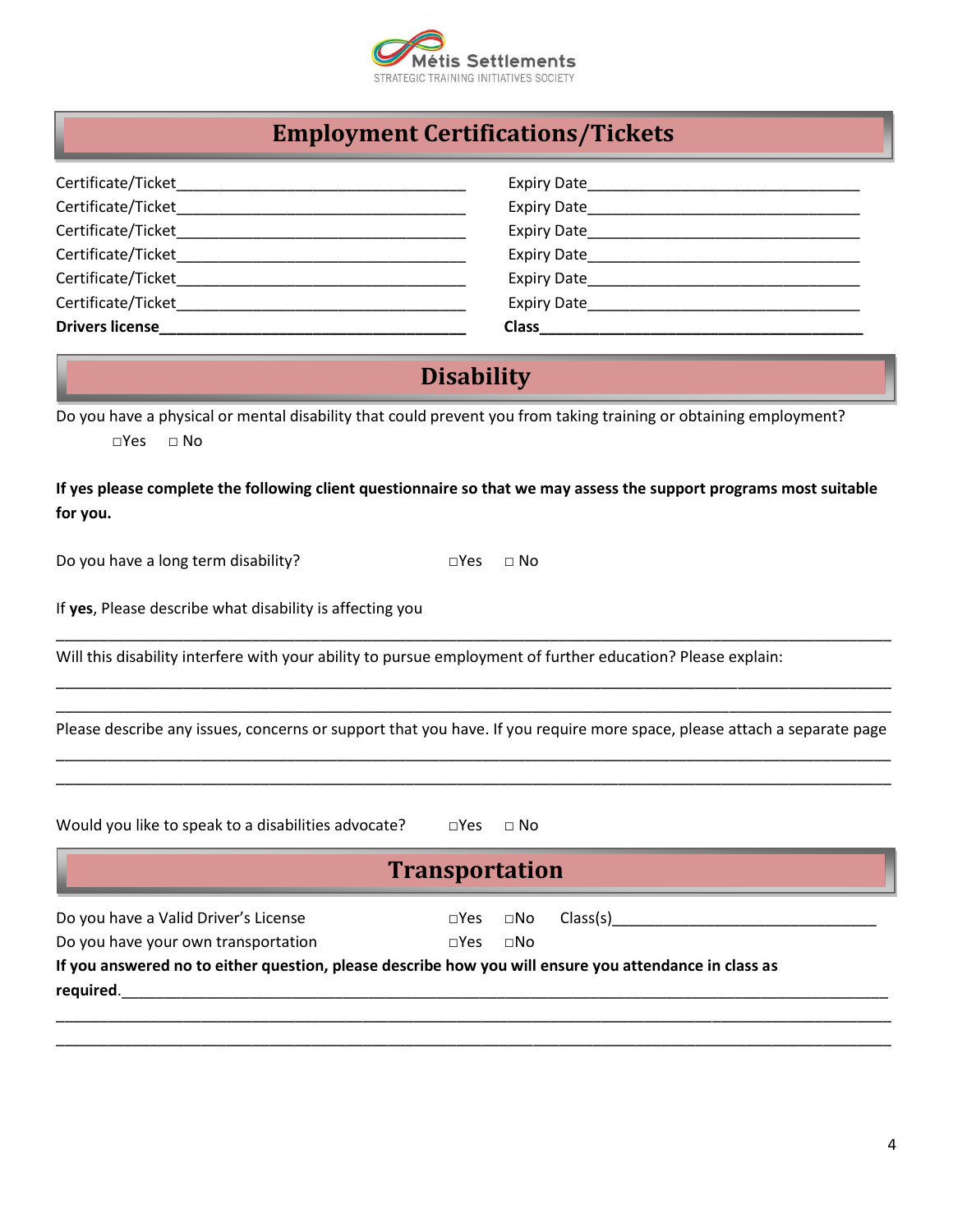Métis Settlements

STRATEGIC TRAINING INITIATIVES SOCIETY

## Employment Certifications/Tickets

Certificate/Ticket___________________________________ Expiry Date___________________________________

Certificate/Ticket___________________________________ Expiry Date___________________________________

Certificate/Ticket___________________________________ Expiry Date___________________________________

Certificate/Ticket___________________________________ Expiry Date___________________________________

Certificate/Ticket___________________________________ Expiry Date___________________________________

Certificate/Ticket___________________________________ Expiry Date___________________________________

**Drivers license**_____________________________________ **Class**_________________________________________

## Disability

Do you have a physical or mental disability that could prevent you from taking training or obtaining employment?

□Yes □ No

**If yes please complete the following client questionnaire so that we may assess the support programs most suitable for you.**

Do you have a long term disability? □Yes □ No

If **yes**, Please describe what disability is affecting you

_____________________________________________________________________________________________

Will this disability interfere with your ability to pursue employment of further education? Please explain:

_____________________________________________________________________________________________

_____________________________________________________________________________________________

Please describe any issues, concerns or support that you have. If you require more space, please attach a separate page

_____________________________________________________________________________________________

_____________________________________________________________________________________________

Would you like to speak to a disabilities advocate? □Yes □ No

## Transportation

Do you have a Valid Driver's License □Yes □No Class(s)_______________________________

Do you have your own transportation □Yes □No

**If you answered no to either question, please describe how you will ensure you attendance in class as required.**_____________________________________________________________________________

_____________________________________________________________________________________________

_____________________________________________________________________________________________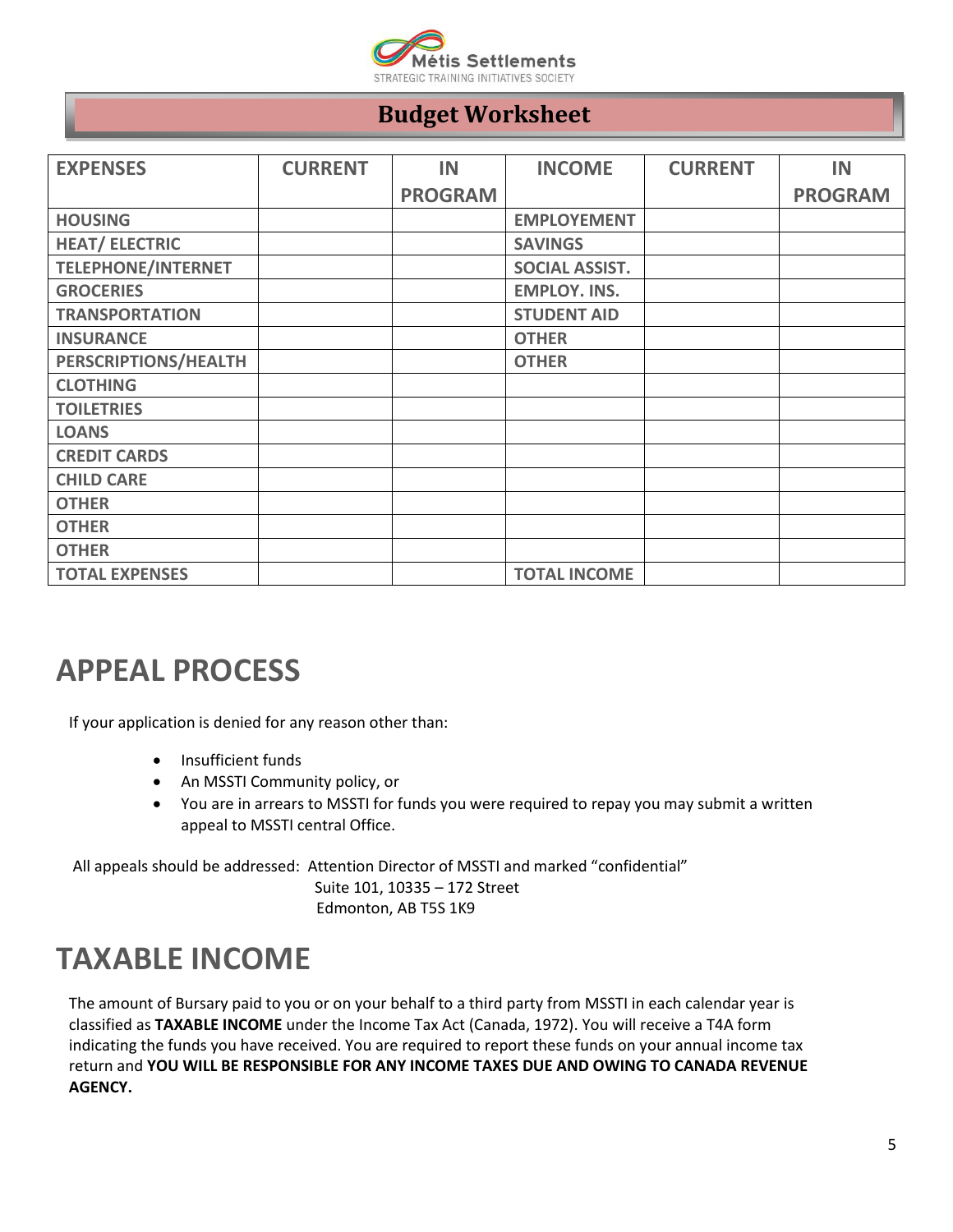Métis Settlements
STRATEGIC TRAINING INITIATIVES SOCIETY

## Budget Worksheet

| EXPENSES | CURRENT | IN PROGRAM | INCOME | CURRENT | IN PROGRAM |
|---|---|---|---|---|---|
| HOUSING | | | EMPLOYEMENT | | |
| HEAT/ ELECTRIC | | | SAVINGS | | |
| TELEPHONE/INTERNET | | | SOCIAL ASSIST. | | |
| GROCERIES | | | EMPLOY. INS. | | |
| TRANSPORTATION | | | STUDENT AID | | |
| INSURANCE | | | OTHER | | |
| PERSCRIPTIONS/HEALTH | | | OTHER | | |
| CLOTHING | | | | | |
| TOILETRIES | | | | | |
| LOANS | | | | | |
| CREDIT CARDS | | | | | |
| CHILD CARE | | | | | |
| OTHER | | | | | |
| OTHER | | | | | |
| OTHER | | | | | |
| TOTAL EXPENSES | | | TOTAL INCOME | | |

# APPEAL PROCESS

If your application is denied for any reason other than:

- Insufficient funds
- An MSSTI Community policy, or
- You are in arrears to MSSTI for funds you were required to repay you may submit a written appeal to MSSTI central Office.

All appeals should be addressed: Attention Director of MSSTI and marked "confidential"
Suite 101, 10335 – 172 Street
Edmonton, AB T5S 1K9

# TAXABLE INCOME

The amount of Bursary paid to you or on your behalf to a third party from MSSTI in each calendar year is classified as **TAXABLE INCOME** under the Income Tax Act (Canada, 1972). You will receive a T4A form indicating the funds you have received. You are required to report these funds on your annual income tax return and **YOU WILL BE RESPONSIBLE FOR ANY INCOME TAXES DUE AND OWING TO CANADA REVENUE AGENCY.**